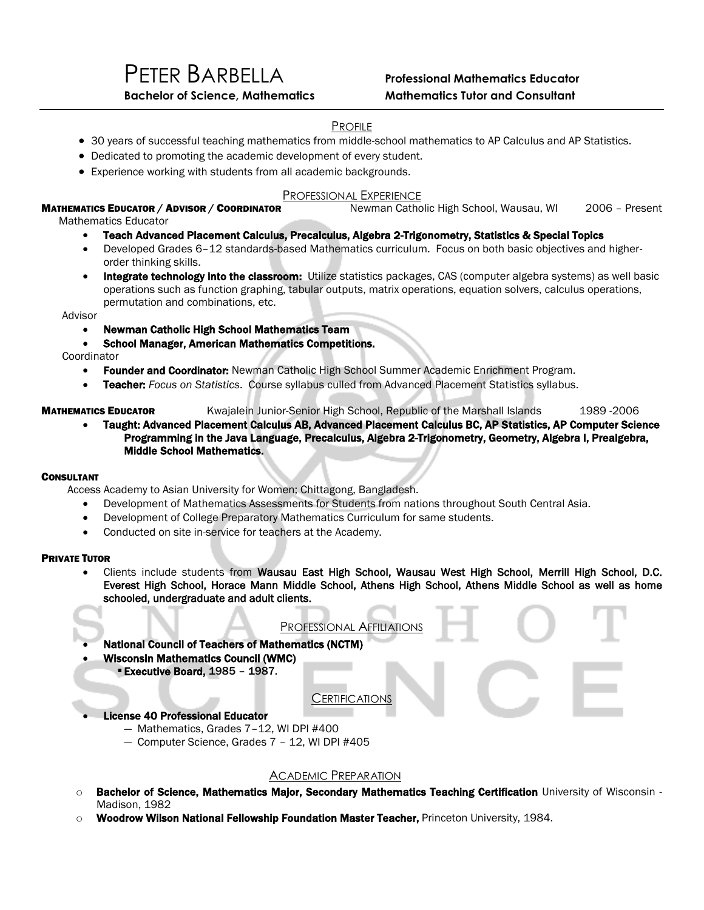# PETER BARBELLA

**Bachelor of Science, Mathematics**

**Professional Mathematics Educator**
**Mathematics Tutor and Consultant**

## PROFILE

- 30 years of successful teaching mathematics from middle-school mathematics to AP Calculus and AP Statistics.
- Dedicated to promoting the academic development of every student.
- Experience working with students from all academic backgrounds.

## PROFESSIONAL EXPERIENCE

**MATHEMATICS EDUCATOR / ADVISOR / COORDINATOR** — Newman Catholic High School, Wausau, WI — 2006 – Present

Mathematics Educator

- **Teach Advanced Placement Calculus, Precalculus, Algebra 2-Trigonometry, Statistics & Special Topics**
- Developed Grades 6–12 standards-based Mathematics curriculum. Focus on both basic objectives and higher-order thinking skills.
- **Integrate technology into the classroom:** Utilize statistics packages, CAS (computer algebra systems) as well basic operations such as function graphing, tabular outputs, matrix operations, equation solvers, calculus operations, permutation and combinations, etc.

Advisor

- **Newman Catholic High School Mathematics Team**
- **School Manager, American Mathematics Competitions.**

Coordinator

- **Founder and Coordinator:** Newman Catholic High School Summer Academic Enrichment Program.
- **Teacher:** *Focus on Statistics*. Course syllabus culled from Advanced Placement Statistics syllabus.

**MATHEMATICS EDUCATOR** — Kwajalein Junior-Senior High School, Republic of the Marshall Islands — 1989 -2006

- **Taught: Advanced Placement Calculus AB, Advanced Placement Calculus BC, AP Statistics, AP Computer Science Programming in the Java Language, Precalculus, Algebra 2-Trigonometry, Geometry, Algebra I, Prealgebra, Middle School Mathematics.**

**CONSULTANT**

Access Academy to Asian University for Women; Chittagong, Bangladesh.

- Development of Mathematics Assessments for Students from nations throughout South Central Asia.
- Development of College Preparatory Mathematics Curriculum for same students.
- Conducted on site in-service for teachers at the Academy.

**PRIVATE TUTOR**

- Clients include students from **Wausau East High School, Wausau West High School, Merrill High School, D.C. Everest High School, Horace Mann Middle School, Athens High School, Athens Middle School as well as home schooled, undergraduate and adult clients.**

## PROFESSIONAL AFFILIATIONS

- **National Council of Teachers of Mathematics (NCTM)**
- **Wisconsin Mathematics Council (WMC)**
  - **Executive Board, 1985 – 1987.**

## CERTIFICATIONS

- **License 40 Professional Educator**
  - Mathematics, Grades 7–12, WI DPI #400
  - Computer Science, Grades 7 – 12, WI DPI #405

## ACADEMIC PREPARATION

- **Bachelor of Science, Mathematics Major, Secondary Mathematics Teaching Certification** University of Wisconsin - Madison, 1982
- **Woodrow Wilson National Fellowship Foundation Master Teacher,** Princeton University, 1984.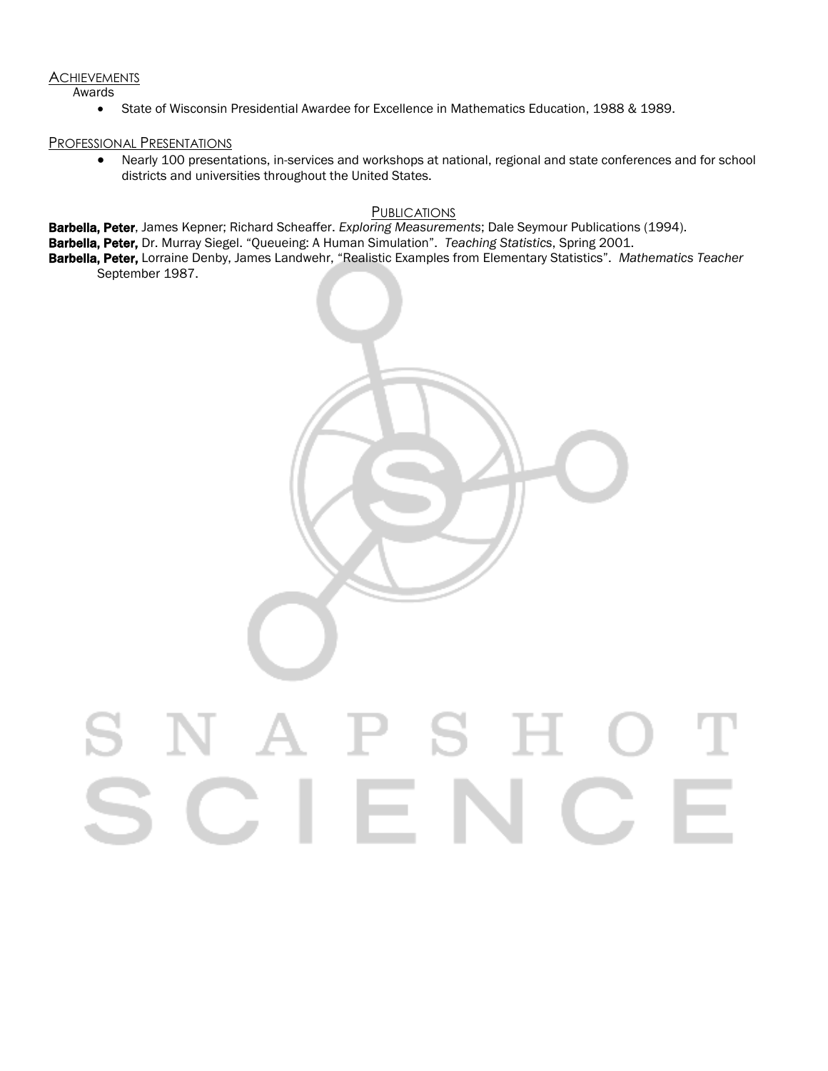## Achievements

Awards

- State of Wisconsin Presidential Awardee for Excellence in Mathematics Education, 1988 & 1989.

## Professional Presentations

- Nearly 100 presentations, in-services and workshops at national, regional and state conferences and for school districts and universities throughout the United States.

## Publications

**Barbella, Peter**, James Kepner; Richard Scheaffer. *Exploring Measurements*; Dale Seymour Publications (1994).

**Barbella, Peter,** Dr. Murray Siegel. “Queueing: A Human Simulation”. *Teaching Statistics*, Spring 2001.

**Barbella, Peter,** Lorraine Denby, James Landwehr, “Realistic Examples from Elementary Statistics”. *Mathematics Teacher* September 1987.